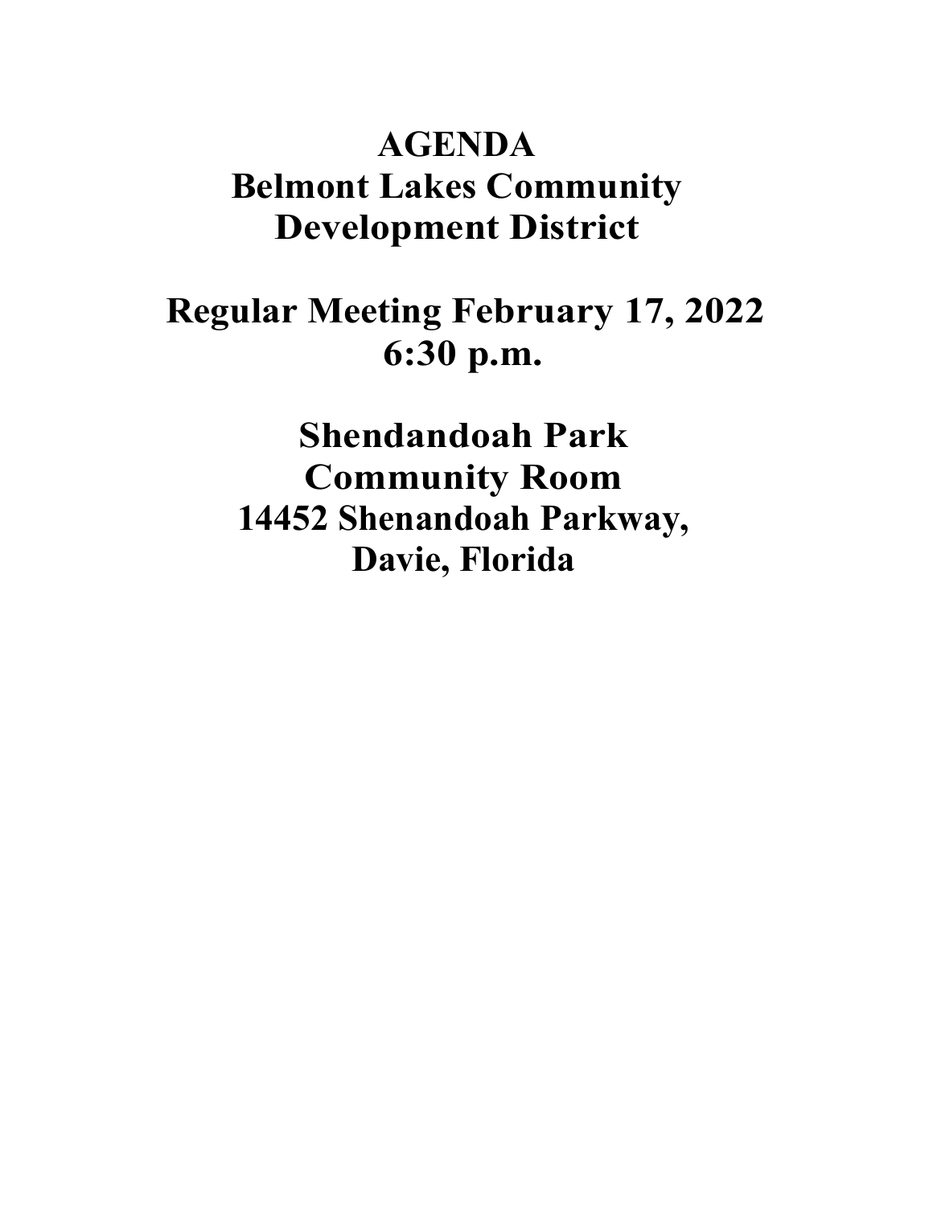# AGENDA
# Belmont Lakes Community Development District

## Regular Meeting February 17, 2022
## 6:30 p.m.

## Shendandoah Park
## Community Room
## 14452 Shenandoah Parkway,
## Davie, Florida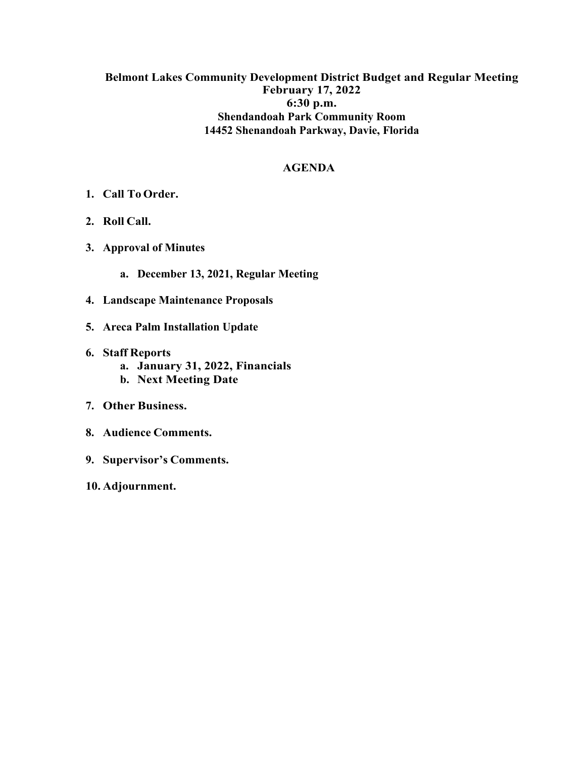**Belmont Lakes Community Development District Budget and Regular Meeting**
**February 17, 2022**
**6:30 p.m.**
**Shendandoah Park Community Room**
**14452 Shenandoah Parkway, Davie, Florida**

## AGENDA

1. **Call To Order.**
2. **Roll Call.**
3. **Approval of Minutes**
   a. **December 13, 2021, Regular Meeting**
4. **Landscape Maintenance Proposals**
5. **Areca Palm Installation Update**
6. **Staff Reports**
   a. **January 31, 2022, Financials**
   b. **Next Meeting Date**
7. **Other Business.**
8. **Audience Comments.**
9. **Supervisor's Comments.**
10. **Adjournment.**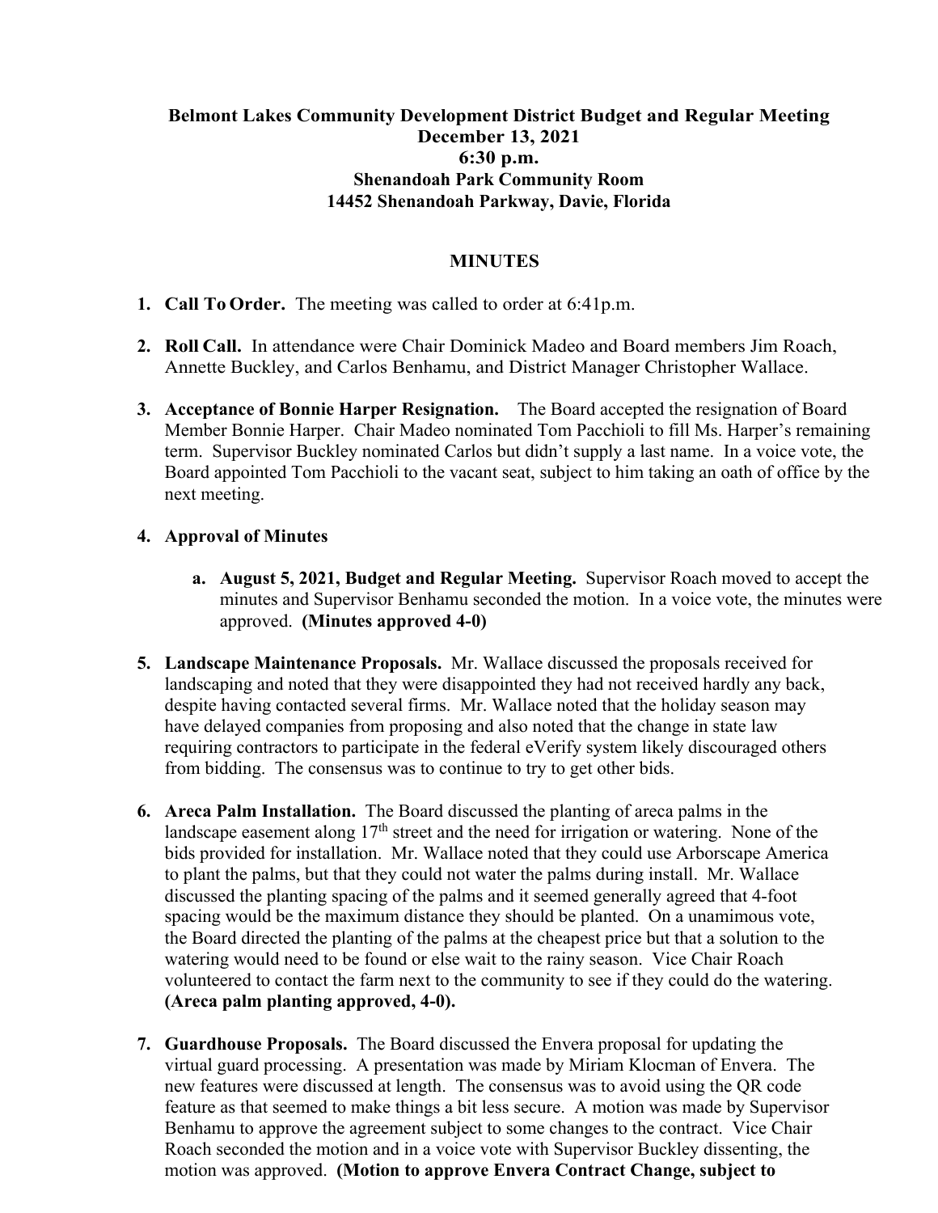**Belmont Lakes Community Development District Budget and Regular Meeting**
**December 13, 2021**
**6:30 p.m.**
**Shenandoah Park Community Room**
**14452 Shenandoah Parkway, Davie, Florida**

**MINUTES**

1. **Call To Order.** The meeting was called to order at 6:41p.m.

2. **Roll Call.** In attendance were Chair Dominick Madeo and Board members Jim Roach, Annette Buckley, and Carlos Benhamu, and District Manager Christopher Wallace.

3. **Acceptance of Bonnie Harper Resignation.** The Board accepted the resignation of Board Member Bonnie Harper. Chair Madeo nominated Tom Pacchioli to fill Ms. Harper's remaining term. Supervisor Buckley nominated Carlos but didn't supply a last name. In a voice vote, the Board appointed Tom Pacchioli to the vacant seat, subject to him taking an oath of office by the next meeting.

4. **Approval of Minutes**

   a. **August 5, 2021, Budget and Regular Meeting.** Supervisor Roach moved to accept the minutes and Supervisor Benhamu seconded the motion. In a voice vote, the minutes were approved. **(Minutes approved 4-0)**

5. **Landscape Maintenance Proposals.** Mr. Wallace discussed the proposals received for landscaping and noted that they were disappointed they had not received hardly any back, despite having contacted several firms. Mr. Wallace noted that the holiday season may have delayed companies from proposing and also noted that the change in state law requiring contractors to participate in the federal eVerify system likely discouraged others from bidding. The consensus was to continue to try to get other bids.

6. **Areca Palm Installation.** The Board discussed the planting of areca palms in the landscape easement along 17th street and the need for irrigation or watering. None of the bids provided for installation. Mr. Wallace noted that they could use Arborscape America to plant the palms, but that they could not water the palms during install. Mr. Wallace discussed the planting spacing of the palms and it seemed generally agreed that 4-foot spacing would be the maximum distance they should be planted. On a unamimous vote, the Board directed the planting of the palms at the cheapest price but that a solution to the watering would need to be found or else wait to the rainy season. Vice Chair Roach volunteered to contact the farm next to the community to see if they could do the watering. **(Areca palm planting approved, 4-0).**

7. **Guardhouse Proposals.** The Board discussed the Envera proposal for updating the virtual guard processing. A presentation was made by Miriam Klocman of Envera. The new features were discussed at length. The consensus was to avoid using the QR code feature as that seemed to make things a bit less secure. A motion was made by Supervisor Benhamu to approve the agreement subject to some changes to the contract. Vice Chair Roach seconded the motion and in a voice vote with Supervisor Buckley dissenting, the motion was approved. **(Motion to approve Envera Contract Change, subject to**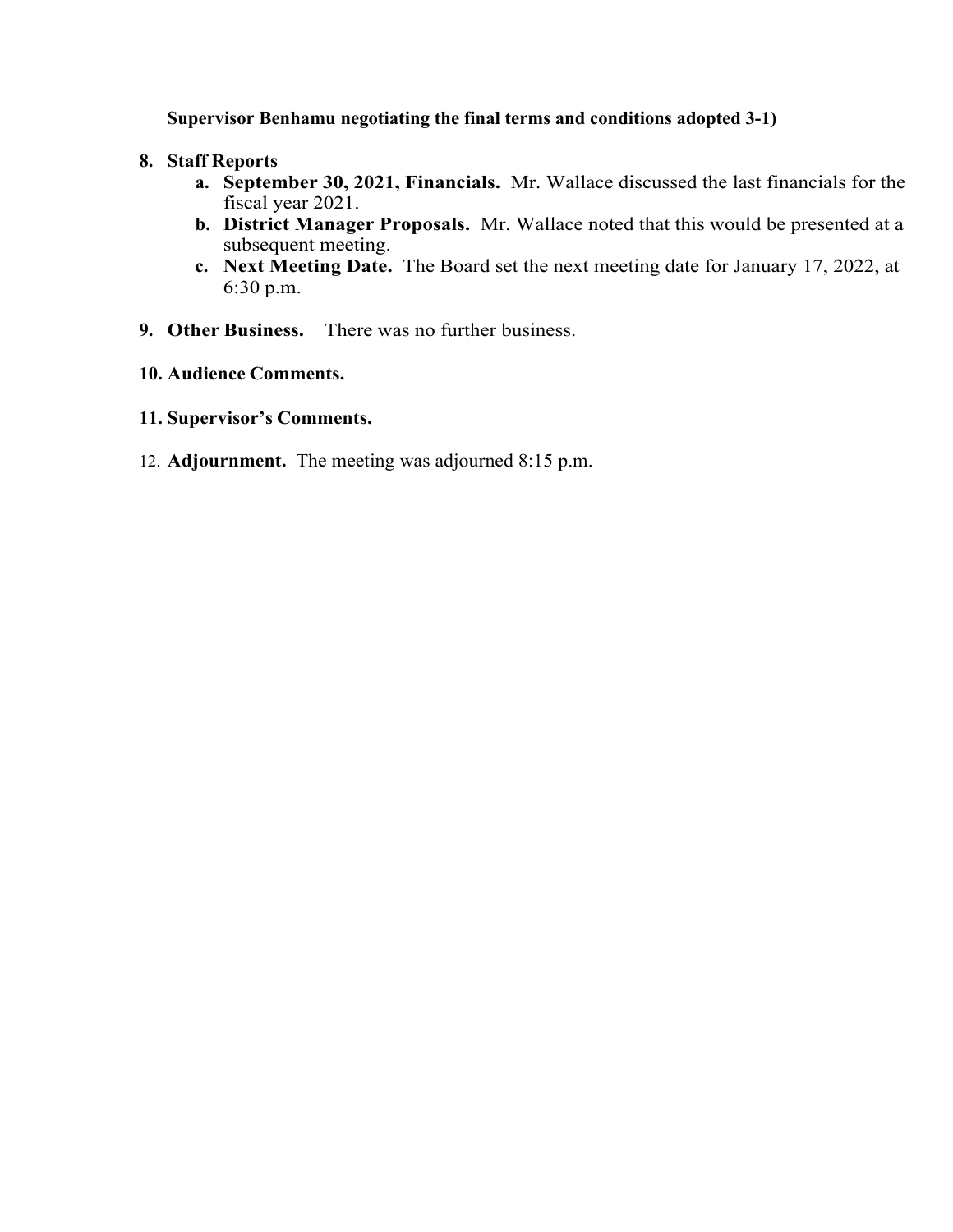**Supervisor Benhamu negotiating the final terms and conditions adopted 3-1)**

8. **Staff Reports**
   a. **September 30, 2021, Financials.** Mr. Wallace discussed the last financials for the fiscal year 2021.
   b. **District Manager Proposals.** Mr. Wallace noted that this would be presented at a subsequent meeting.
   c. **Next Meeting Date.** The Board set the next meeting date for January 17, 2022, at 6:30 p.m.

9. **Other Business.** There was no further business.

10. **Audience Comments.**

11. **Supervisor's Comments.**

12. **Adjournment.** The meeting was adjourned 8:15 p.m.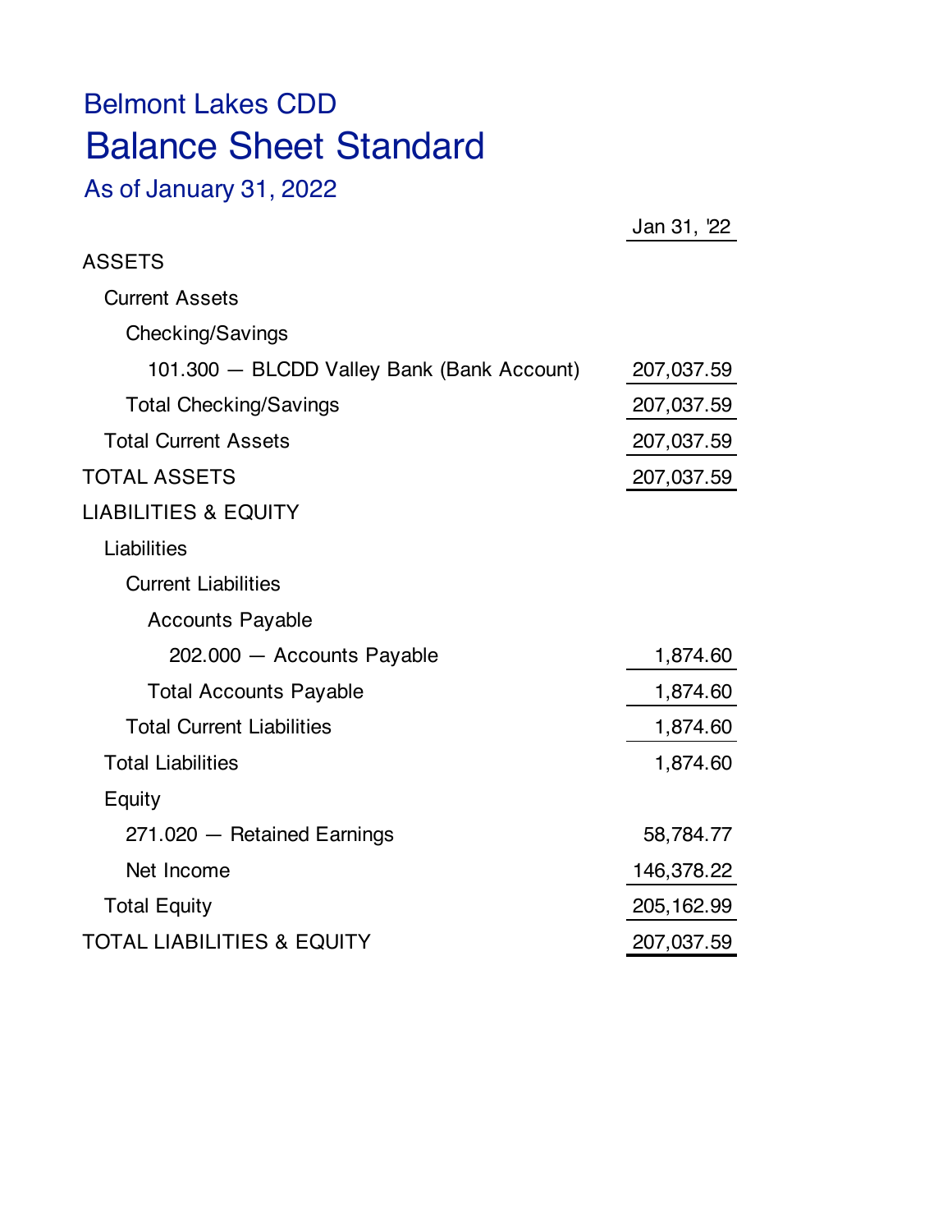Belmont Lakes CDD

# Balance Sheet Standard

As of January 31, 2022

| | Jan 31, '22 |
|---|---|
| ASSETS | |
| Current Assets | |
| Checking/Savings | |
| 101.300 — BLCDD Valley Bank (Bank Account) | 207,037.59 |
| Total Checking/Savings | 207,037.59 |
| Total Current Assets | 207,037.59 |
| TOTAL ASSETS | 207,037.59 |
| LIABILITIES & EQUITY | |
| Liabilities | |
| Current Liabilities | |
| Accounts Payable | |
| 202.000 — Accounts Payable | 1,874.60 |
| Total Accounts Payable | 1,874.60 |
| Total Current Liabilities | 1,874.60 |
| Total Liabilities | 1,874.60 |
| Equity | |
| 271.020 — Retained Earnings | 58,784.77 |
| Net Income | 146,378.22 |
| Total Equity | 205,162.99 |
| TOTAL LIABILITIES & EQUITY | 207,037.59 |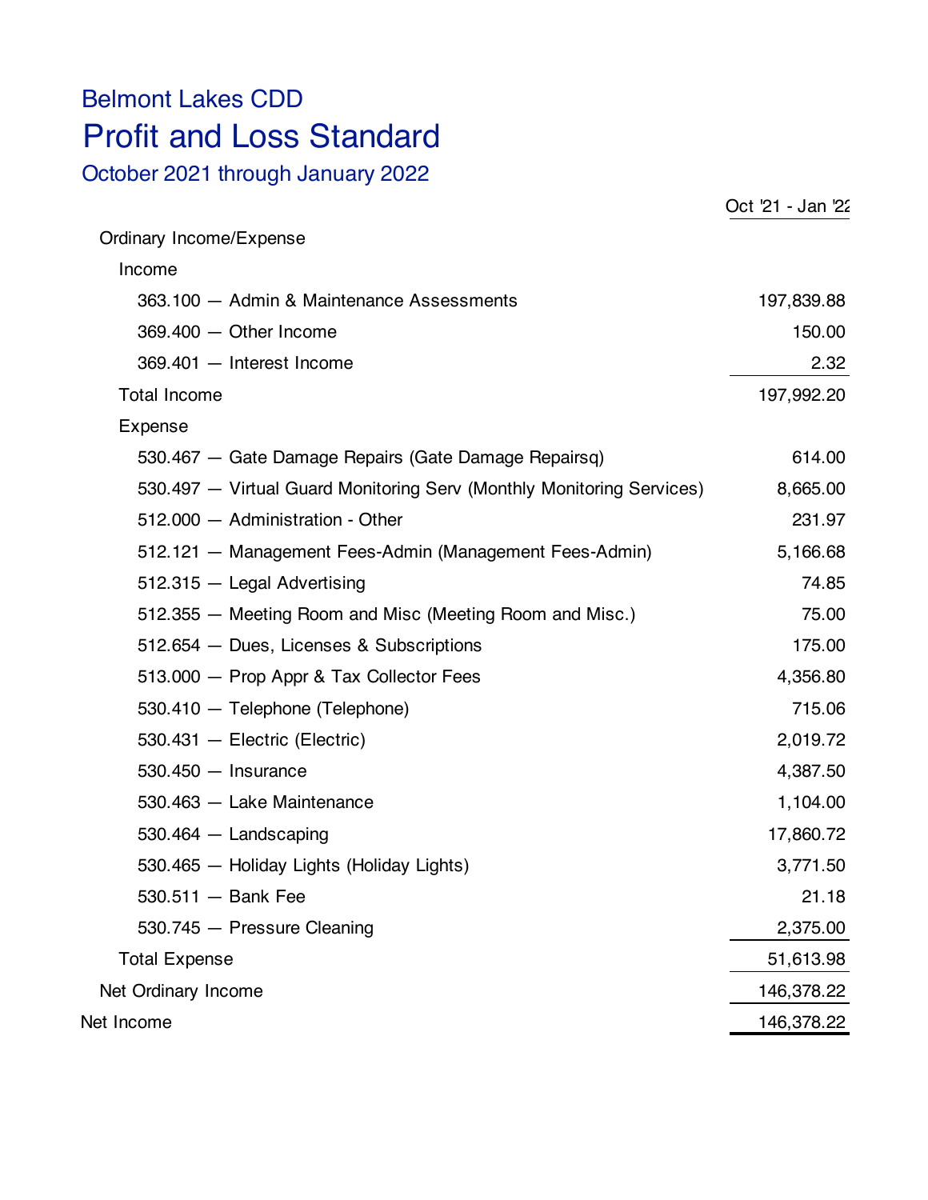# Belmont Lakes CDD

## Profit and Loss Standard

### October 2021 through January 2022

| | Oct '21 - Jan '22 |
|---|---|
| Ordinary Income/Expense | |
| Income | |
| 363.100 — Admin & Maintenance Assessments | 197,839.88 |
| 369.400 — Other Income | 150.00 |
| 369.401 — Interest Income | 2.32 |
| Total Income | 197,992.20 |
| Expense | |
| 530.467 — Gate Damage Repairs (Gate Damage Repairsq) | 614.00 |
| 530.497 — Virtual Guard Monitoring Serv (Monthly Monitoring Services) | 8,665.00 |
| 512.000 — Administration - Other | 231.97 |
| 512.121 — Management Fees-Admin (Management Fees-Admin) | 5,166.68 |
| 512.315 — Legal Advertising | 74.85 |
| 512.355 — Meeting Room and Misc (Meeting Room and Misc.) | 75.00 |
| 512.654 — Dues, Licenses & Subscriptions | 175.00 |
| 513.000 — Prop Appr & Tax Collector Fees | 4,356.80 |
| 530.410 — Telephone (Telephone) | 715.06 |
| 530.431 — Electric (Electric) | 2,019.72 |
| 530.450 — Insurance | 4,387.50 |
| 530.463 — Lake Maintenance | 1,104.00 |
| 530.464 — Landscaping | 17,860.72 |
| 530.465 — Holiday Lights (Holiday Lights) | 3,771.50 |
| 530.511 — Bank Fee | 21.18 |
| 530.745 — Pressure Cleaning | 2,375.00 |
| Total Expense | 51,613.98 |
| Net Ordinary Income | 146,378.22 |
| Net Income | 146,378.22 |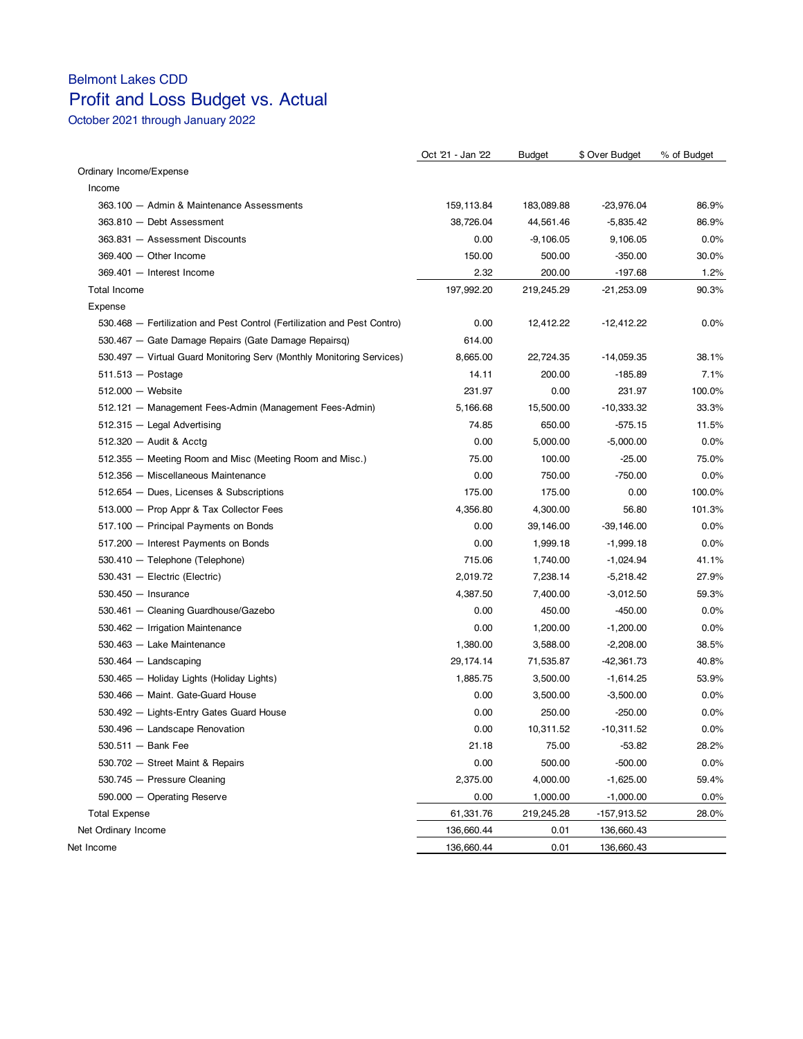# Belmont Lakes CDD

## Profit and Loss Budget vs. Actual

October 2021 through January 2022

| | Oct '21 - Jan '22 | Budget | $ Over Budget | % of Budget |
|---|---|---|---|---|
| Ordinary Income/Expense | | | | |
| Income | | | | |
| 363.100 — Admin & Maintenance Assessments | 159,113.84 | 183,089.88 | -23,976.04 | 86.9% |
| 363.810 — Debt Assessment | 38,726.04 | 44,561.46 | -5,835.42 | 86.9% |
| 363.831 — Assessment Discounts | 0.00 | -9,106.05 | 9,106.05 | 0.0% |
| 369.400 — Other Income | 150.00 | 500.00 | -350.00 | 30.0% |
| 369.401 — Interest Income | 2.32 | 200.00 | -197.68 | 1.2% |
| Total Income | 197,992.20 | 219,245.29 | -21,253.09 | 90.3% |
| Expense | | | | |
| 530.468 — Fertilization and Pest Control (Fertilization and Pest Contro) | 0.00 | 12,412.22 | -12,412.22 | 0.0% |
| 530.467 — Gate Damage Repairs (Gate Damage Repairsq) | 614.00 | | | |
| 530.497 — Virtual Guard Monitoring Serv (Monthly Monitoring Services) | 8,665.00 | 22,724.35 | -14,059.35 | 38.1% |
| 511.513 — Postage | 14.11 | 200.00 | -185.89 | 7.1% |
| 512.000 — Website | 231.97 | 0.00 | 231.97 | 100.0% |
| 512.121 — Management Fees-Admin (Management Fees-Admin) | 5,166.68 | 15,500.00 | -10,333.32 | 33.3% |
| 512.315 — Legal Advertising | 74.85 | 650.00 | -575.15 | 11.5% |
| 512.320 — Audit & Acctg | 0.00 | 5,000.00 | -5,000.00 | 0.0% |
| 512.355 — Meeting Room and Misc (Meeting Room and Misc.) | 75.00 | 100.00 | -25.00 | 75.0% |
| 512.356 — Miscellaneous Maintenance | 0.00 | 750.00 | -750.00 | 0.0% |
| 512.654 — Dues, Licenses & Subscriptions | 175.00 | 175.00 | 0.00 | 100.0% |
| 513.000 — Prop Appr & Tax Collector Fees | 4,356.80 | 4,300.00 | 56.80 | 101.3% |
| 517.100 — Principal Payments on Bonds | 0.00 | 39,146.00 | -39,146.00 | 0.0% |
| 517.200 — Interest Payments on Bonds | 0.00 | 1,999.18 | -1,999.18 | 0.0% |
| 530.410 — Telephone (Telephone) | 715.06 | 1,740.00 | -1,024.94 | 41.1% |
| 530.431 — Electric (Electric) | 2,019.72 | 7,238.14 | -5,218.42 | 27.9% |
| 530.450 — Insurance | 4,387.50 | 7,400.00 | -3,012.50 | 59.3% |
| 530.461 — Cleaning Guardhouse/Gazebo | 0.00 | 450.00 | -450.00 | 0.0% |
| 530.462 — Irrigation Maintenance | 0.00 | 1,200.00 | -1,200.00 | 0.0% |
| 530.463 — Lake Maintenance | 1,380.00 | 3,588.00 | -2,208.00 | 38.5% |
| 530.464 — Landscaping | 29,174.14 | 71,535.87 | -42,361.73 | 40.8% |
| 530.465 — Holiday Lights (Holiday Lights) | 1,885.75 | 3,500.00 | -1,614.25 | 53.9% |
| 530.466 — Maint. Gate-Guard House | 0.00 | 3,500.00 | -3,500.00 | 0.0% |
| 530.492 — Lights-Entry Gates Guard House | 0.00 | 250.00 | -250.00 | 0.0% |
| 530.496 — Landscape Renovation | 0.00 | 10,311.52 | -10,311.52 | 0.0% |
| 530.511 — Bank Fee | 21.18 | 75.00 | -53.82 | 28.2% |
| 530.702 — Street Maint & Repairs | 0.00 | 500.00 | -500.00 | 0.0% |
| 530.745 — Pressure Cleaning | 2,375.00 | 4,000.00 | -1,625.00 | 59.4% |
| 590.000 — Operating Reserve | 0.00 | 1,000.00 | -1,000.00 | 0.0% |
| Total Expense | 61,331.76 | 219,245.28 | -157,913.52 | 28.0% |
| Net Ordinary Income | 136,660.44 | 0.01 | 136,660.43 | |
| Net Income | 136,660.44 | 0.01 | 136,660.43 | |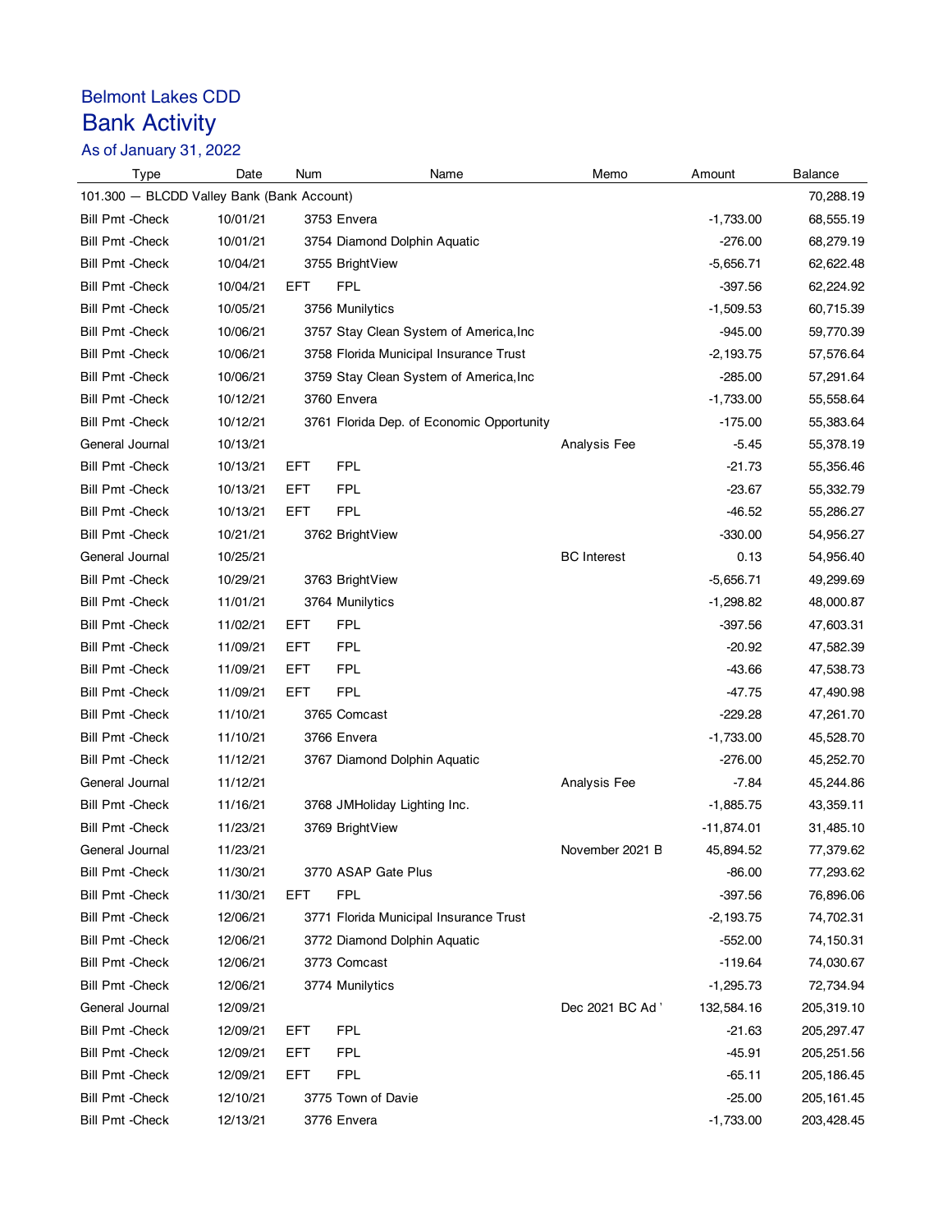# Belmont Lakes CDD

## Bank Activity

As of January 31, 2022

| Type | Date | Num | Name | Memo | Amount | Balance |
|---|---|---|---|---|---|---|
| 101.300 — BLCDD Valley Bank (Bank Account) | | | | | | 70,288.19 |
| Bill Pmt -Check | 10/01/21 | 3753 | Envera | | -1,733.00 | 68,555.19 |
| Bill Pmt -Check | 10/01/21 | 3754 | Diamond Dolphin Aquatic | | -276.00 | 68,279.19 |
| Bill Pmt -Check | 10/04/21 | 3755 | BrightView | | -5,656.71 | 62,622.48 |
| Bill Pmt -Check | 10/04/21 | EFT | FPL | | -397.56 | 62,224.92 |
| Bill Pmt -Check | 10/05/21 | 3756 | Munilytics | | -1,509.53 | 60,715.39 |
| Bill Pmt -Check | 10/06/21 | 3757 | Stay Clean System of America,Inc | | -945.00 | 59,770.39 |
| Bill Pmt -Check | 10/06/21 | 3758 | Florida Municipal Insurance Trust | | -2,193.75 | 57,576.64 |
| Bill Pmt -Check | 10/06/21 | 3759 | Stay Clean System of America,Inc | | -285.00 | 57,291.64 |
| Bill Pmt -Check | 10/12/21 | 3760 | Envera | | -1,733.00 | 55,558.64 |
| Bill Pmt -Check | 10/12/21 | 3761 | Florida Dep. of Economic Opportunity | | -175.00 | 55,383.64 |
| General Journal | 10/13/21 | | | Analysis Fee | -5.45 | 55,378.19 |
| Bill Pmt -Check | 10/13/21 | EFT | FPL | | -21.73 | 55,356.46 |
| Bill Pmt -Check | 10/13/21 | EFT | FPL | | -23.67 | 55,332.79 |
| Bill Pmt -Check | 10/13/21 | EFT | FPL | | -46.52 | 55,286.27 |
| Bill Pmt -Check | 10/21/21 | 3762 | BrightView | | -330.00 | 54,956.27 |
| General Journal | 10/25/21 | | | BC Interest | 0.13 | 54,956.40 |
| Bill Pmt -Check | 10/29/21 | 3763 | BrightView | | -5,656.71 | 49,299.69 |
| Bill Pmt -Check | 11/01/21 | 3764 | Munilytics | | -1,298.82 | 48,000.87 |
| Bill Pmt -Check | 11/02/21 | EFT | FPL | | -397.56 | 47,603.31 |
| Bill Pmt -Check | 11/09/21 | EFT | FPL | | -20.92 | 47,582.39 |
| Bill Pmt -Check | 11/09/21 | EFT | FPL | | -43.66 | 47,538.73 |
| Bill Pmt -Check | 11/09/21 | EFT | FPL | | -47.75 | 47,490.98 |
| Bill Pmt -Check | 11/10/21 | 3765 | Comcast | | -229.28 | 47,261.70 |
| Bill Pmt -Check | 11/10/21 | 3766 | Envera | | -1,733.00 | 45,528.70 |
| Bill Pmt -Check | 11/12/21 | 3767 | Diamond Dolphin Aquatic | | -276.00 | 45,252.70 |
| General Journal | 11/12/21 | | | Analysis Fee | -7.84 | 45,244.86 |
| Bill Pmt -Check | 11/16/21 | 3768 | JMHoliday Lighting Inc. | | -1,885.75 | 43,359.11 |
| Bill Pmt -Check | 11/23/21 | 3769 | BrightView | | -11,874.01 | 31,485.10 |
| General Journal | 11/23/21 | | | November 2021 B | 45,894.52 | 77,379.62 |
| Bill Pmt -Check | 11/30/21 | 3770 | ASAP Gate Plus | | -86.00 | 77,293.62 |
| Bill Pmt -Check | 11/30/21 | EFT | FPL | | -397.56 | 76,896.06 |
| Bill Pmt -Check | 12/06/21 | 3771 | Florida Municipal Insurance Trust | | -2,193.75 | 74,702.31 |
| Bill Pmt -Check | 12/06/21 | 3772 | Diamond Dolphin Aquatic | | -552.00 | 74,150.31 |
| Bill Pmt -Check | 12/06/21 | 3773 | Comcast | | -119.64 | 74,030.67 |
| Bill Pmt -Check | 12/06/21 | 3774 | Munilytics | | -1,295.73 | 72,734.94 |
| General Journal | 12/09/21 | | | Dec 2021 BC Ad ' | 132,584.16 | 205,319.10 |
| Bill Pmt -Check | 12/09/21 | EFT | FPL | | -21.63 | 205,297.47 |
| Bill Pmt -Check | 12/09/21 | EFT | FPL | | -45.91 | 205,251.56 |
| Bill Pmt -Check | 12/09/21 | EFT | FPL | | -65.11 | 205,186.45 |
| Bill Pmt -Check | 12/10/21 | 3775 | Town of Davie | | -25.00 | 205,161.45 |
| Bill Pmt -Check | 12/13/21 | 3776 | Envera | | -1,733.00 | 203,428.45 |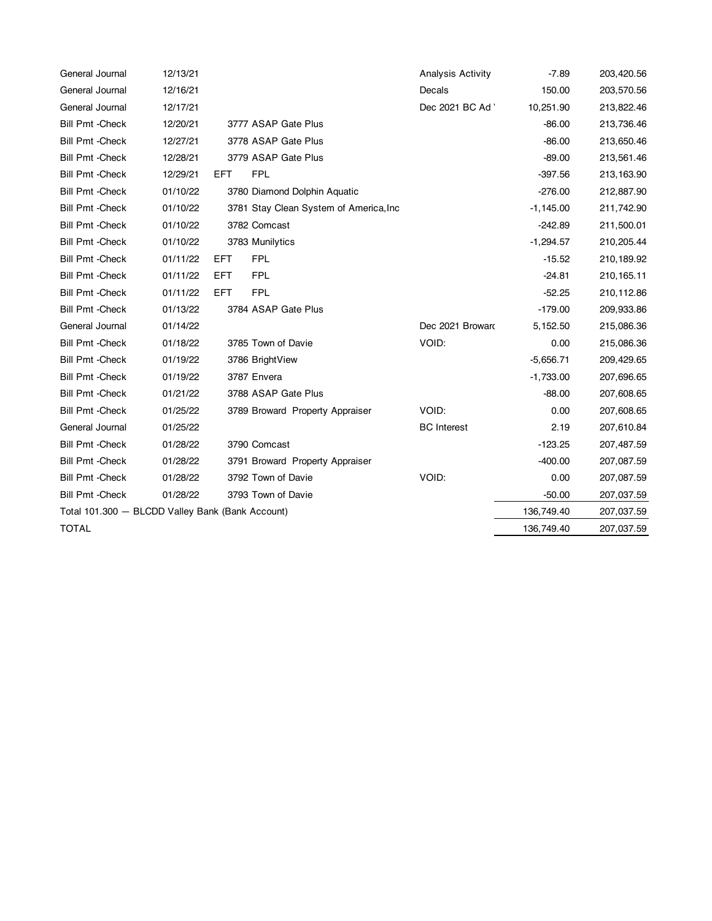| | | | | | | |
|---|---|---|---|---|---|---|
| General Journal | 12/13/21 | | | Analysis Activity | -7.89 | 203,420.56 |
| General Journal | 12/16/21 | | | Decals | 150.00 | 203,570.56 |
| General Journal | 12/17/21 | | | Dec 2021 BC Ad ' | 10,251.90 | 213,822.46 |
| Bill Pmt -Check | 12/20/21 | 3777 | ASAP Gate Plus | | -86.00 | 213,736.46 |
| Bill Pmt -Check | 12/27/21 | 3778 | ASAP Gate Plus | | -86.00 | 213,650.46 |
| Bill Pmt -Check | 12/28/21 | 3779 | ASAP Gate Plus | | -89.00 | 213,561.46 |
| Bill Pmt -Check | 12/29/21 | EFT | FPL | | -397.56 | 213,163.90 |
| Bill Pmt -Check | 01/10/22 | 3780 | Diamond Dolphin Aquatic | | -276.00 | 212,887.90 |
| Bill Pmt -Check | 01/10/22 | 3781 | Stay Clean System of America,Inc | | -1,145.00 | 211,742.90 |
| Bill Pmt -Check | 01/10/22 | 3782 | Comcast | | -242.89 | 211,500.01 |
| Bill Pmt -Check | 01/10/22 | 3783 | Munilytics | | -1,294.57 | 210,205.44 |
| Bill Pmt -Check | 01/11/22 | EFT | FPL | | -15.52 | 210,189.92 |
| Bill Pmt -Check | 01/11/22 | EFT | FPL | | -24.81 | 210,165.11 |
| Bill Pmt -Check | 01/11/22 | EFT | FPL | | -52.25 | 210,112.86 |
| Bill Pmt -Check | 01/13/22 | 3784 | ASAP Gate Plus | | -179.00 | 209,933.86 |
| General Journal | 01/14/22 | | | Dec 2021 Browarc | 5,152.50 | 215,086.36 |
| Bill Pmt -Check | 01/18/22 | 3785 | Town of Davie | VOID: | 0.00 | 215,086.36 |
| Bill Pmt -Check | 01/19/22 | 3786 | BrightView | | -5,656.71 | 209,429.65 |
| Bill Pmt -Check | 01/19/22 | 3787 | Envera | | -1,733.00 | 207,696.65 |
| Bill Pmt -Check | 01/21/22 | 3788 | ASAP Gate Plus | | -88.00 | 207,608.65 |
| Bill Pmt -Check | 01/25/22 | 3789 | Broward Property Appraiser | VOID: | 0.00 | 207,608.65 |
| General Journal | 01/25/22 | | | BC Interest | 2.19 | 207,610.84 |
| Bill Pmt -Check | 01/28/22 | 3790 | Comcast | | -123.25 | 207,487.59 |
| Bill Pmt -Check | 01/28/22 | 3791 | Broward Property Appraiser | | -400.00 | 207,087.59 |
| Bill Pmt -Check | 01/28/22 | 3792 | Town of Davie | VOID: | 0.00 | 207,087.59 |
| Bill Pmt -Check | 01/28/22 | 3793 | Town of Davie | | -50.00 | 207,037.59 |
| Total 101.300 — BLCDD Valley Bank (Bank Account) | | | | | 136,749.40 | 207,037.59 |
| TOTAL | | | | | 136,749.40 | 207,037.59 |